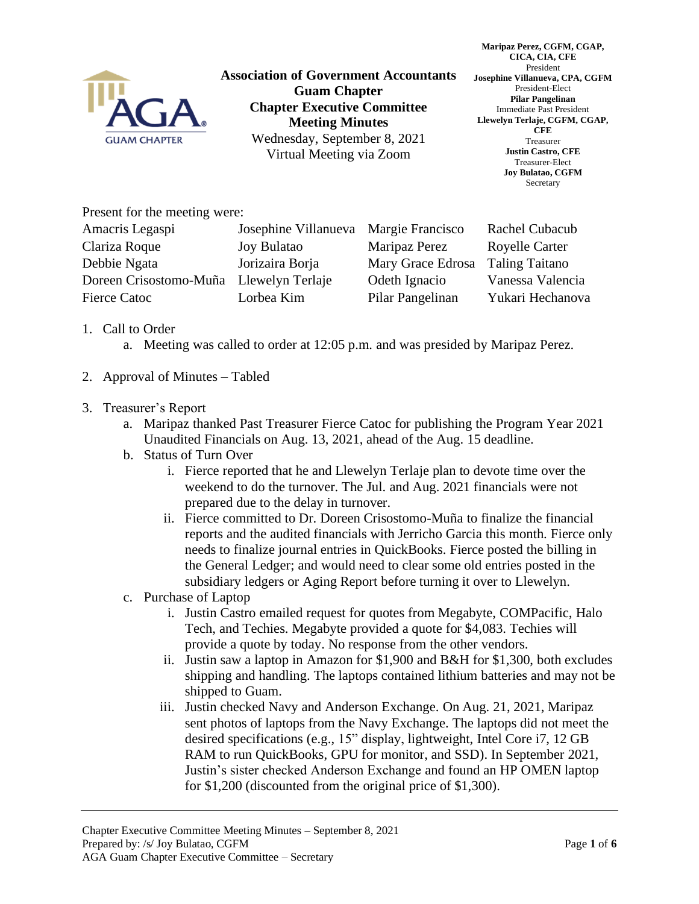**Association of Government Accountants**
**Guam Chapter**
**Chapter Executive Committee**
**Meeting Minutes**
Wednesday, September 8, 2021
Virtual Meeting via Zoom

**Maripaz Perez, CGFM, CGAP, CICA, CIA, CFE**
President
**Josephine Villanueva, CPA, CGFM**
President-Elect
**Pilar Pangelinan**
Immediate Past President
**Llewelyn Terlaje, CGFM, CGAP, CFE**
Treasurer
**Justin Castro, CFE**
Treasurer-Elect
**Joy Bulatao, CGFM**
Secretary

Present for the meeting were:

| | | | |
|---|---|---|---|
| Amacris Legaspi | Josephine Villanueva | Margie Francisco | Rachel Cubacub |
| Clariza Roque | Joy Bulatao | Maripaz Perez | Royelle Carter |
| Debbie Ngata | Jorizaira Borja | Mary Grace Edrosa | Taling Taitano |
| Doreen Crisostomo-Muña | Llewelyn Terlaje | Odeth Ignacio | Vanessa Valencia |
| Fierce Catoc | Lorbea Kim | Pilar Pangelinan | Yukari Hechanova |

1. Call to Order
   a. Meeting was called to order at 12:05 p.m. and was presided by Maripaz Perez.

2. Approval of Minutes – Tabled

3. Treasurer's Report
   a. Maripaz thanked Past Treasurer Fierce Catoc for publishing the Program Year 2021 Unaudited Financials on Aug. 13, 2021, ahead of the Aug. 15 deadline.
   b. Status of Turn Over
      i. Fierce reported that he and Llewelyn Terlaje plan to devote time over the weekend to do the turnover. The Jul. and Aug. 2021 financials were not prepared due to the delay in turnover.
      ii. Fierce committed to Dr. Doreen Crisostomo-Muña to finalize the financial reports and the audited financials with Jerricho Garcia this month. Fierce only needs to finalize journal entries in QuickBooks. Fierce posted the billing in the General Ledger; and would need to clear some old entries posted in the subsidiary ledgers or Aging Report before turning it over to Llewelyn.
   c. Purchase of Laptop
      i. Justin Castro emailed request for quotes from Megabyte, COMPacific, Halo Tech, and Techies. Megabyte provided a quote for $4,083. Techies will provide a quote by today. No response from the other vendors.
      ii. Justin saw a laptop in Amazon for $1,900 and B&H for $1,300, both excludes shipping and handling. The laptops contained lithium batteries and may not be shipped to Guam.
      iii. Justin checked Navy and Anderson Exchange. On Aug. 21, 2021, Maripaz sent photos of laptops from the Navy Exchange. The laptops did not meet the desired specifications (e.g., 15" display, lightweight, Intel Core i7, 12 GB RAM to run QuickBooks, GPU for monitor, and SSD). In September 2021, Justin's sister checked Anderson Exchange and found an HP OMEN laptop for $1,200 (discounted from the original price of $1,300).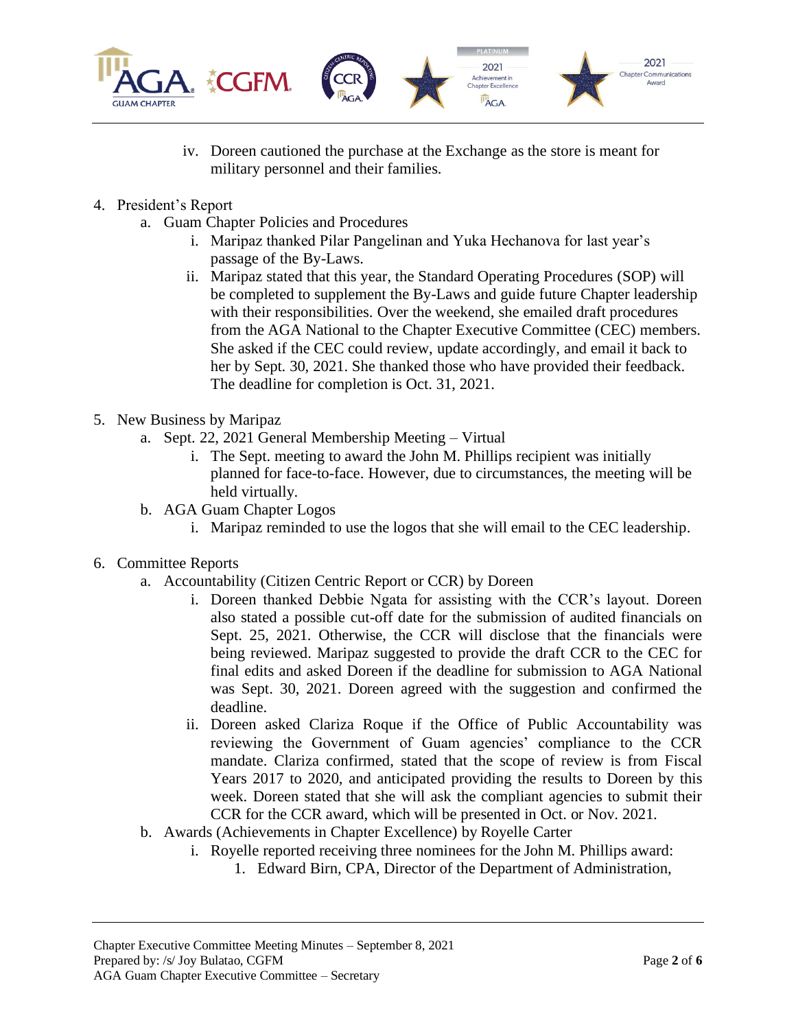iv. Doreen cautioned the purchase at the Exchange as the store is meant for military personnel and their families.

4. President's Report
   a. Guam Chapter Policies and Procedures
      i. Maripaz thanked Pilar Pangelinan and Yuka Hechanova for last year's passage of the By-Laws.
      ii. Maripaz stated that this year, the Standard Operating Procedures (SOP) will be completed to supplement the By-Laws and guide future Chapter leadership with their responsibilities. Over the weekend, she emailed draft procedures from the AGA National to the Chapter Executive Committee (CEC) members. She asked if the CEC could review, update accordingly, and email it back to her by Sept. 30, 2021. She thanked those who have provided their feedback. The deadline for completion is Oct. 31, 2021.

5. New Business by Maripaz
   a. Sept. 22, 2021 General Membership Meeting – Virtual
      i. The Sept. meeting to award the John M. Phillips recipient was initially planned for face-to-face. However, due to circumstances, the meeting will be held virtually.
   b. AGA Guam Chapter Logos
      i. Maripaz reminded to use the logos that she will email to the CEC leadership.

6. Committee Reports
   a. Accountability (Citizen Centric Report or CCR) by Doreen
      i. Doreen thanked Debbie Ngata for assisting with the CCR's layout. Doreen also stated a possible cut-off date for the submission of audited financials on Sept. 25, 2021. Otherwise, the CCR will disclose that the financials were being reviewed. Maripaz suggested to provide the draft CCR to the CEC for final edits and asked Doreen if the deadline for submission to AGA National was Sept. 30, 2021. Doreen agreed with the suggestion and confirmed the deadline.
      ii. Doreen asked Clariza Roque if the Office of Public Accountability was reviewing the Government of Guam agencies' compliance to the CCR mandate. Clariza confirmed, stated that the scope of review is from Fiscal Years 2017 to 2020, and anticipated providing the results to Doreen by this week. Doreen stated that she will ask the compliant agencies to submit their CCR for the CCR award, which will be presented in Oct. or Nov. 2021.
   b. Awards (Achievements in Chapter Excellence) by Royelle Carter
      i. Royelle reported receiving three nominees for the John M. Phillips award:
         1. Edward Birn, CPA, Director of the Department of Administration,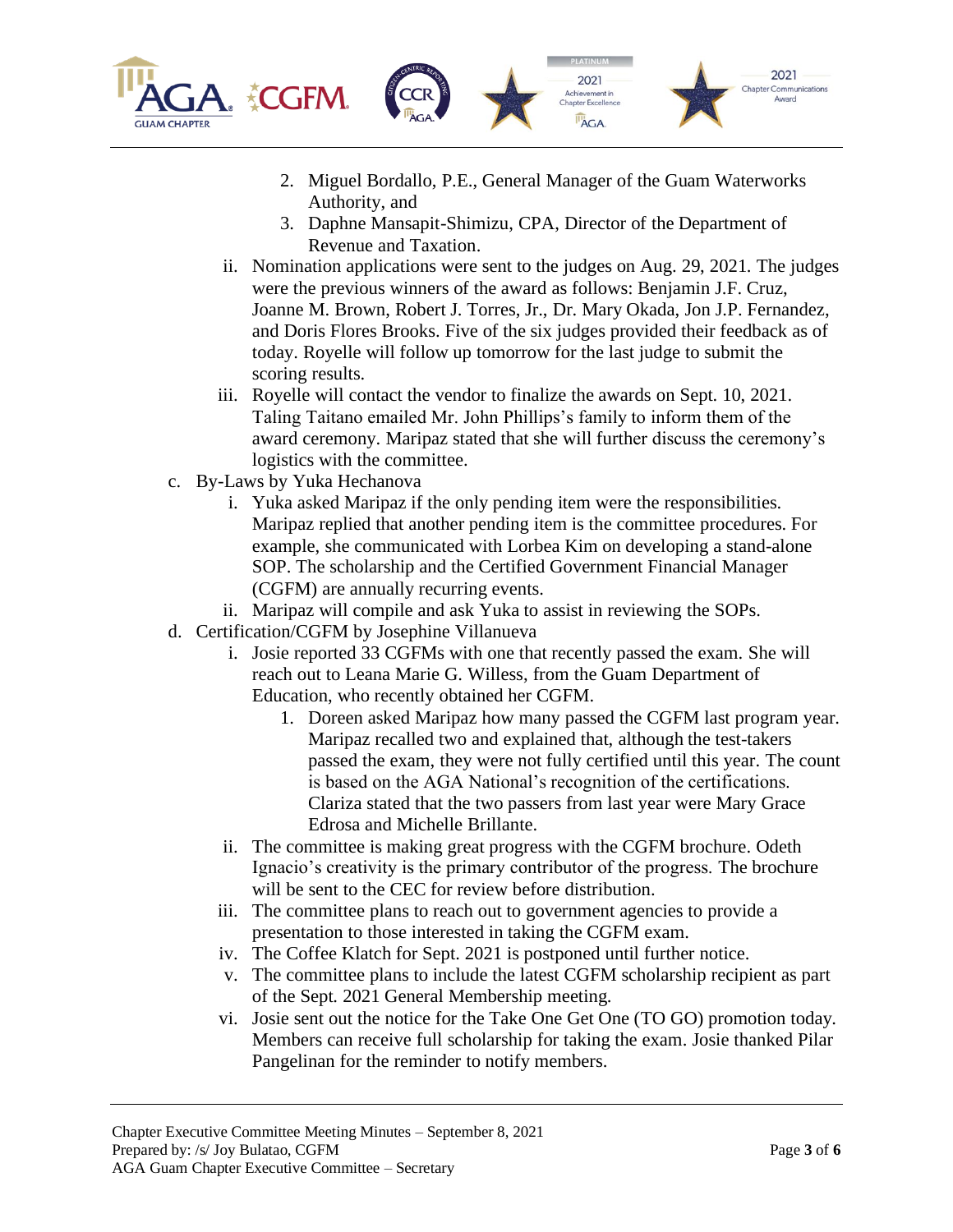2. Miguel Bordallo, P.E., General Manager of the Guam Waterworks Authority, and
3. Daphne Mansapit-Shimizu, CPA, Director of the Department of Revenue and Taxation.

ii. Nomination applications were sent to the judges on Aug. 29, 2021. The judges were the previous winners of the award as follows: Benjamin J.F. Cruz, Joanne M. Brown, Robert J. Torres, Jr., Dr. Mary Okada, Jon J.P. Fernandez, and Doris Flores Brooks. Five of the six judges provided their feedback as of today. Royelle will follow up tomorrow for the last judge to submit the scoring results.

iii. Royelle will contact the vendor to finalize the awards on Sept. 10, 2021. Taling Taitano emailed Mr. John Phillips's family to inform them of the award ceremony. Maripaz stated that she will further discuss the ceremony's logistics with the committee.

c. By-Laws by Yuka Hechanova

i. Yuka asked Maripaz if the only pending item were the responsibilities. Maripaz replied that another pending item is the committee procedures. For example, she communicated with Lorbea Kim on developing a stand-alone SOP. The scholarship and the Certified Government Financial Manager (CGFM) are annually recurring events.

ii. Maripaz will compile and ask Yuka to assist in reviewing the SOPs.

d. Certification/CGFM by Josephine Villanueva

i. Josie reported 33 CGFMs with one that recently passed the exam. She will reach out to Leana Marie G. Willess, from the Guam Department of Education, who recently obtained her CGFM.

1. Doreen asked Maripaz how many passed the CGFM last program year. Maripaz recalled two and explained that, although the test-takers passed the exam, they were not fully certified until this year. The count is based on the AGA National's recognition of the certifications. Clariza stated that the two passers from last year were Mary Grace Edrosa and Michelle Brillante.

ii. The committee is making great progress with the CGFM brochure. Odeth Ignacio's creativity is the primary contributor of the progress. The brochure will be sent to the CEC for review before distribution.

iii. The committee plans to reach out to government agencies to provide a presentation to those interested in taking the CGFM exam.

iv. The Coffee Klatch for Sept. 2021 is postponed until further notice.

v. The committee plans to include the latest CGFM scholarship recipient as part of the Sept. 2021 General Membership meeting.

vi. Josie sent out the notice for the Take One Get One (TO GO) promotion today. Members can receive full scholarship for taking the exam. Josie thanked Pilar Pangelinan for the reminder to notify members.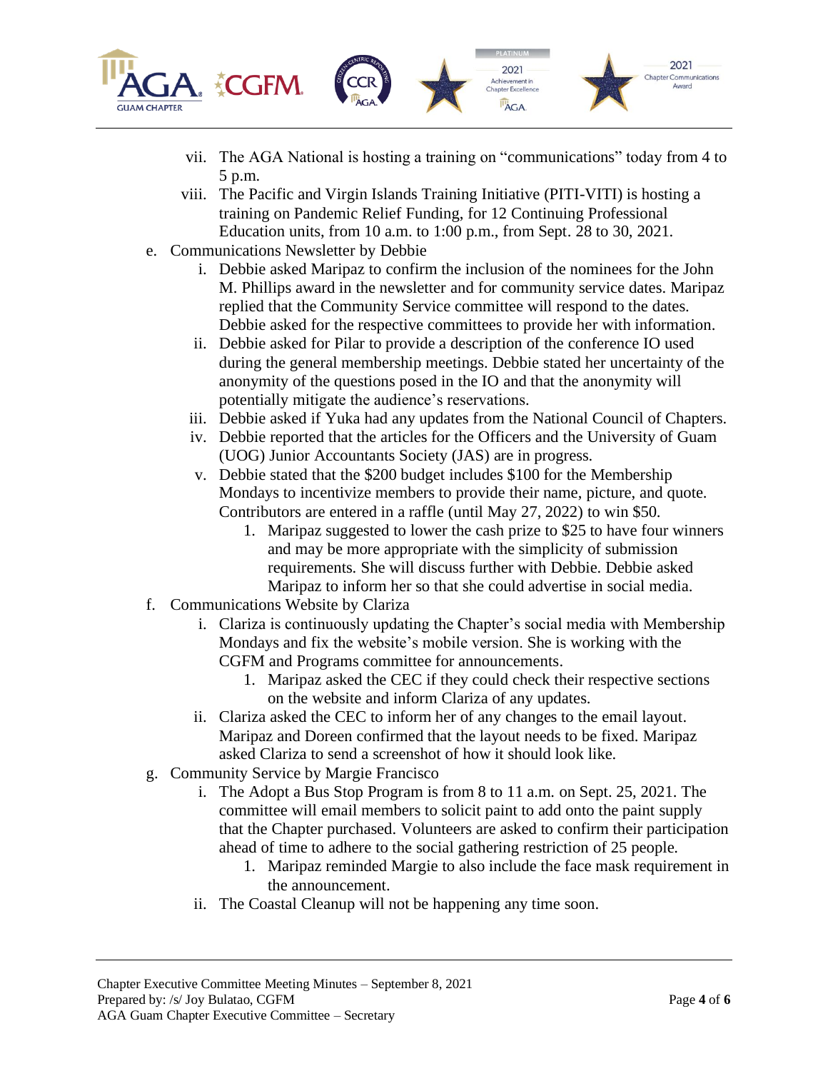vii. The AGA National is hosting a training on “communications” today from 4 to 5 p.m.

viii. The Pacific and Virgin Islands Training Initiative (PITI-VITI) is hosting a training on Pandemic Relief Funding, for 12 Continuing Professional Education units, from 10 a.m. to 1:00 p.m., from Sept. 28 to 30, 2021.

e. Communications Newsletter by Debbie

   i. Debbie asked Maripaz to confirm the inclusion of the nominees for the John M. Phillips award in the newsletter and for community service dates. Maripaz replied that the Community Service committee will respond to the dates. Debbie asked for the respective committees to provide her with information.

   ii. Debbie asked for Pilar to provide a description of the conference IO used during the general membership meetings. Debbie stated her uncertainty of the anonymity of the questions posed in the IO and that the anonymity will potentially mitigate the audience’s reservations.

   iii. Debbie asked if Yuka had any updates from the National Council of Chapters.

   iv. Debbie reported that the articles for the Officers and the University of Guam (UOG) Junior Accountants Society (JAS) are in progress.

   v. Debbie stated that the $200 budget includes $100 for the Membership Mondays to incentivize members to provide their name, picture, and quote. Contributors are entered in a raffle (until May 27, 2022) to win $50.

      1. Maripaz suggested to lower the cash prize to $25 to have four winners and may be more appropriate with the simplicity of submission requirements. She will discuss further with Debbie. Debbie asked Maripaz to inform her so that she could advertise in social media.

f. Communications Website by Clariza

   i. Clariza is continuously updating the Chapter’s social media with Membership Mondays and fix the website’s mobile version. She is working with the CGFM and Programs committee for announcements.

      1. Maripaz asked the CEC if they could check their respective sections on the website and inform Clariza of any updates.

   ii. Clariza asked the CEC to inform her of any changes to the email layout. Maripaz and Doreen confirmed that the layout needs to be fixed. Maripaz asked Clariza to send a screenshot of how it should look like.

g. Community Service by Margie Francisco

   i. The Adopt a Bus Stop Program is from 8 to 11 a.m. on Sept. 25, 2021. The committee will email members to solicit paint to add onto the paint supply that the Chapter purchased. Volunteers are asked to confirm their participation ahead of time to adhere to the social gathering restriction of 25 people.

      1. Maripaz reminded Margie to also include the face mask requirement in the announcement.

   ii. The Coastal Cleanup will not be happening any time soon.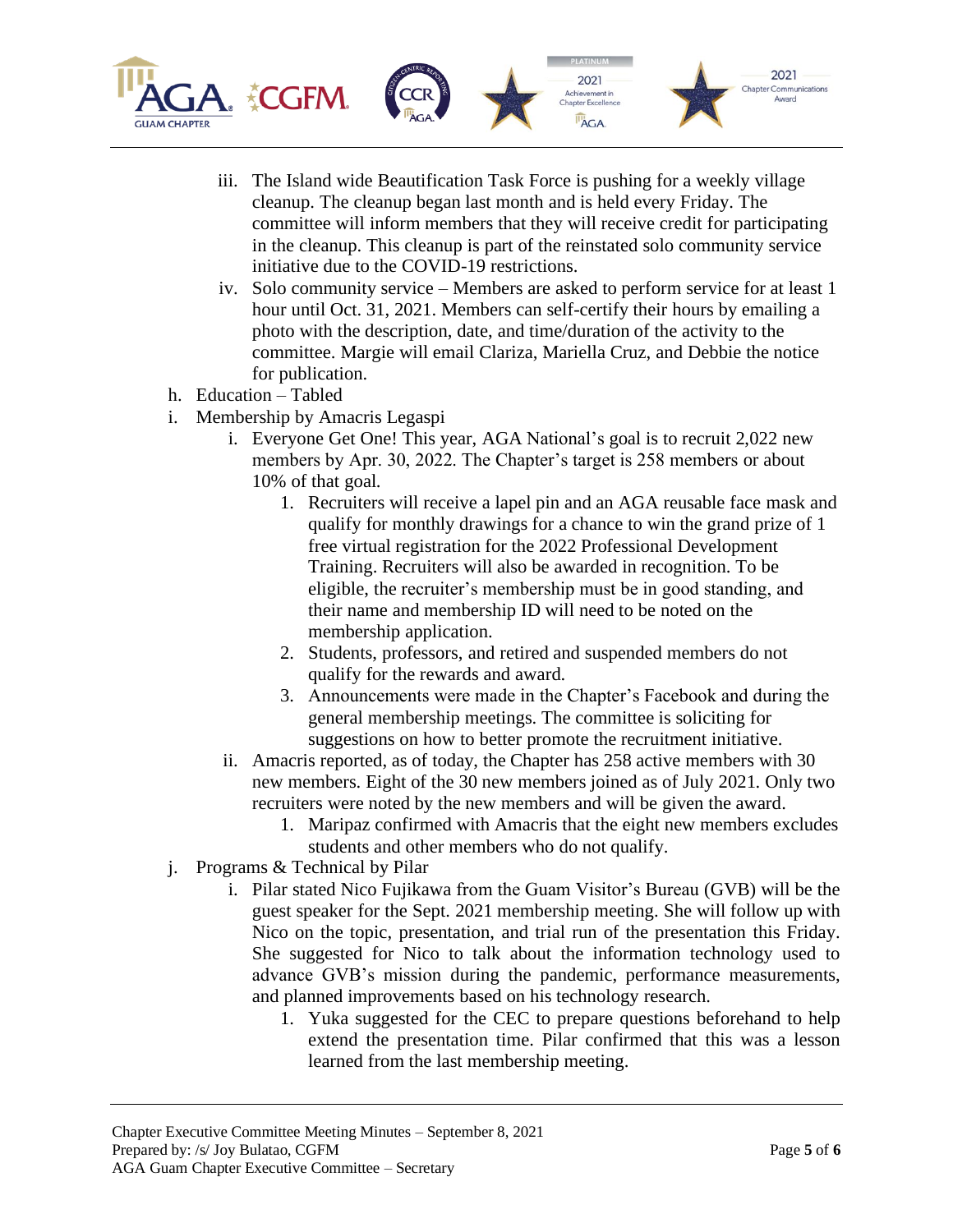iii. The Island wide Beautification Task Force is pushing for a weekly village cleanup. The cleanup began last month and is held every Friday. The committee will inform members that they will receive credit for participating in the cleanup. This cleanup is part of the reinstated solo community service initiative due to the COVID-19 restrictions.
   iv. Solo community service – Members are asked to perform service for at least 1 hour until Oct. 31, 2021. Members can self-certify their hours by emailing a photo with the description, date, and time/duration of the activity to the committee. Margie will email Clariza, Mariella Cruz, and Debbie the notice for publication.

h. Education – Tabled

i. Membership by Amacris Legaspi
   i. Everyone Get One! This year, AGA National's goal is to recruit 2,022 new members by Apr. 30, 2022. The Chapter's target is 258 members or about 10% of that goal.
      1. Recruiters will receive a lapel pin and an AGA reusable face mask and qualify for monthly drawings for a chance to win the grand prize of 1 free virtual registration for the 2022 Professional Development Training. Recruiters will also be awarded in recognition. To be eligible, the recruiter's membership must be in good standing, and their name and membership ID will need to be noted on the membership application.
      2. Students, professors, and retired and suspended members do not qualify for the rewards and award.
      3. Announcements were made in the Chapter's Facebook and during the general membership meetings. The committee is soliciting for suggestions on how to better promote the recruitment initiative.
   ii. Amacris reported, as of today, the Chapter has 258 active members with 30 new members. Eight of the 30 new members joined as of July 2021. Only two recruiters were noted by the new members and will be given the award.
      1. Maripaz confirmed with Amacris that the eight new members excludes students and other members who do not qualify.

j. Programs & Technical by Pilar
   i. Pilar stated Nico Fujikawa from the Guam Visitor's Bureau (GVB) will be the guest speaker for the Sept. 2021 membership meeting. She will follow up with Nico on the topic, presentation, and trial run of the presentation this Friday. She suggested for Nico to talk about the information technology used to advance GVB's mission during the pandemic, performance measurements, and planned improvements based on his technology research.
      1. Yuka suggested for the CEC to prepare questions beforehand to help extend the presentation time. Pilar confirmed that this was a lesson learned from the last membership meeting.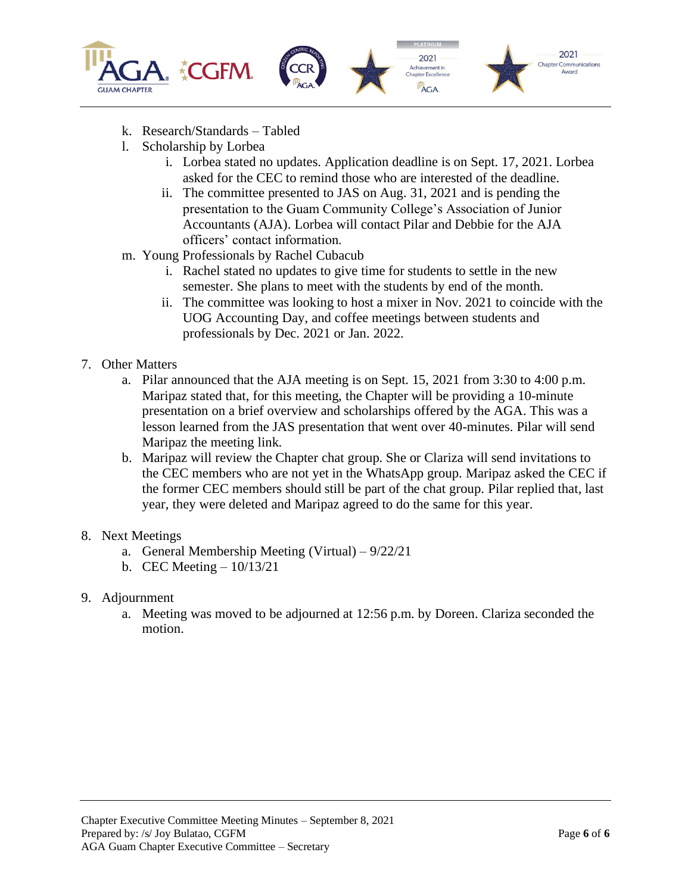k. Research/Standards – Tabled

l. Scholarship by Lorbea

   i. Lorbea stated no updates. Application deadline is on Sept. 17, 2021. Lorbea asked for the CEC to remind those who are interested of the deadline.

   ii. The committee presented to JAS on Aug. 31, 2021 and is pending the presentation to the Guam Community College's Association of Junior Accountants (AJA). Lorbea will contact Pilar and Debbie for the AJA officers' contact information.

m. Young Professionals by Rachel Cubacub

   i. Rachel stated no updates to give time for students to settle in the new semester. She plans to meet with the students by end of the month.

   ii. The committee was looking to host a mixer in Nov. 2021 to coincide with the UOG Accounting Day, and coffee meetings between students and professionals by Dec. 2021 or Jan. 2022.

7. Other Matters

   a. Pilar announced that the AJA meeting is on Sept. 15, 2021 from 3:30 to 4:00 p.m. Maripaz stated that, for this meeting, the Chapter will be providing a 10-minute presentation on a brief overview and scholarships offered by the AGA. This was a lesson learned from the JAS presentation that went over 40-minutes. Pilar will send Maripaz the meeting link.

   b. Maripaz will review the Chapter chat group. She or Clariza will send invitations to the CEC members who are not yet in the WhatsApp group. Maripaz asked the CEC if the former CEC members should still be part of the chat group. Pilar replied that, last year, they were deleted and Maripaz agreed to do the same for this year.

8. Next Meetings

   a. General Membership Meeting (Virtual) – 9/22/21

   b. CEC Meeting – 10/13/21

9. Adjournment

   a. Meeting was moved to be adjourned at 12:56 p.m. by Doreen. Clariza seconded the motion.